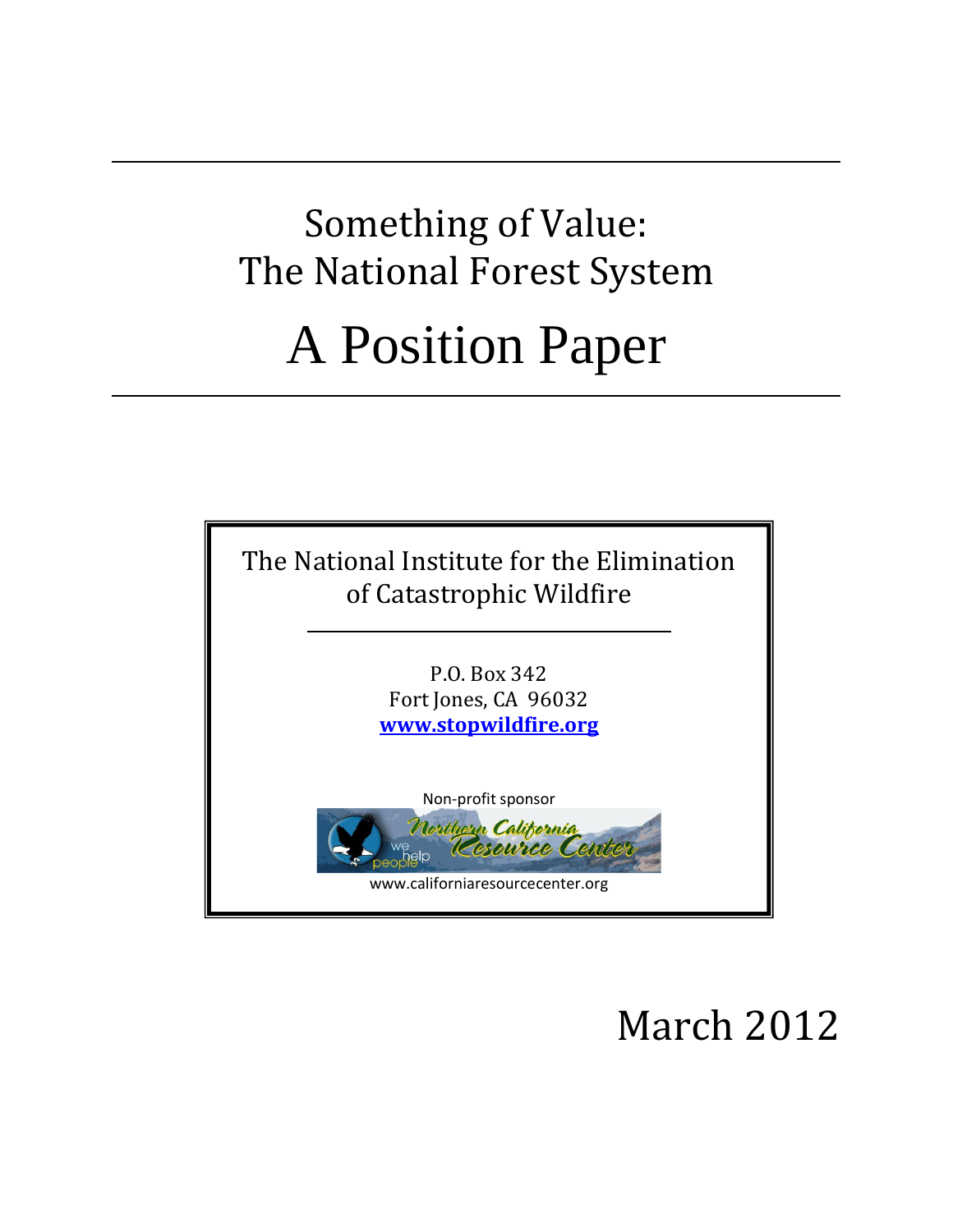# Something of Value: The National Forest System

# A Position Paper

The National Institute for the Elimination of Catastrophic Wildfire

P.O. Box 342
Fort Jones, CA 96032
www.stopwildfire.org

Non-profit sponsor

Northern California Resource Center

we help people

www.californiaresourcecenter.org

March 2012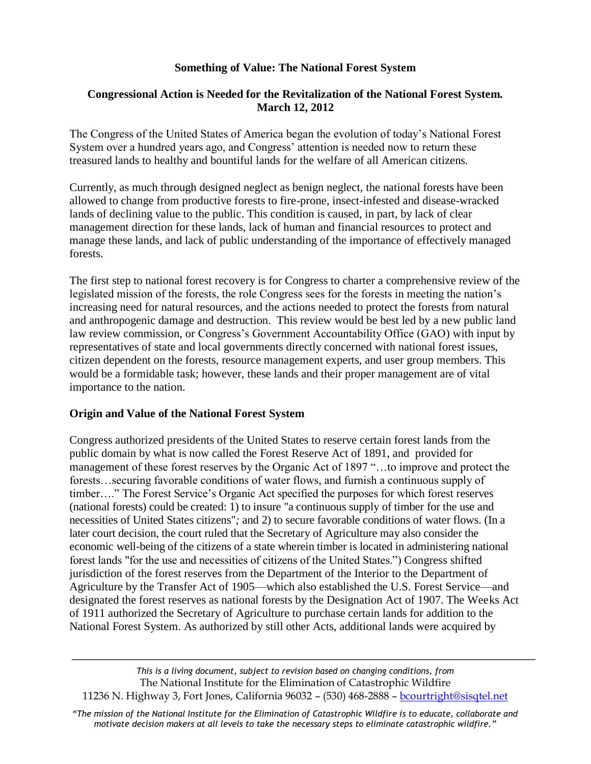# Something of Value: The National Forest System

## Congressional Action is Needed for the Revitalization of the National Forest System. March 12, 2012

The Congress of the United States of America began the evolution of today's National Forest System over a hundred years ago, and Congress' attention is needed now to return these treasured lands to healthy and bountiful lands for the welfare of all American citizens.

Currently, as much through designed neglect as benign neglect, the national forests have been allowed to change from productive forests to fire-prone, insect-infested and disease-wracked lands of declining value to the public. This condition is caused, in part, by lack of clear management direction for these lands, lack of human and financial resources to protect and manage these lands, and lack of public understanding of the importance of effectively managed forests.

The first step to national forest recovery is for Congress to charter a comprehensive review of the legislated mission of the forests, the role Congress sees for the forests in meeting the nation's increasing need for natural resources, and the actions needed to protect the forests from natural and anthropogenic damage and destruction. This review would be best led by a new public land law review commission, or Congress's Government Accountability Office (GAO) with input by representatives of state and local governments directly concerned with national forest issues, citizen dependent on the forests, resource management experts, and user group members. This would be a formidable task; however, these lands and their proper management are of vital importance to the nation.

### Origin and Value of the National Forest System

Congress authorized presidents of the United States to reserve certain forest lands from the public domain by what is now called the Forest Reserve Act of 1891, and provided for management of these forest reserves by the Organic Act of 1897 "…to improve and protect the forests…securing favorable conditions of water flows, and furnish a continuous supply of timber…." The Forest Service's Organic Act specified the purposes for which forest reserves (national forests) could be created: 1) to insure "a continuous supply of timber for the use and necessities of United States citizens"*;* and 2) to secure favorable conditions of water flows. (In a later court decision, the court ruled that the Secretary of Agriculture may also consider the economic well-being of the citizens of a state wherein timber is located in administering national forest lands "for the use and necessities of citizens of the United States.") Congress shifted jurisdiction of the forest reserves from the Department of the Interior to the Department of Agriculture by the Transfer Act of 1905—which also established the U.S. Forest Service—and designated the forest reserves as national forests by the Designation Act of 1907. The Weeks Act of 1911 authorized the Secretary of Agriculture to purchase certain lands for addition to the National Forest System. As authorized by still other Acts, additional lands were acquired by

---

*This is a living document, subject to revision based on changing conditions, from*
The National Institute for the Elimination of Catastrophic Wildfire
11236 N. Highway 3, Fort Jones, California 96032 – (530) 468-2888 – bcourtright@sisqtel.net

*"The mission of the National Institute for the Elimination of Catastrophic Wildfire is to educate, collaborate and motivate decision makers at all levels to take the necessary steps to eliminate catastrophic wildfire."*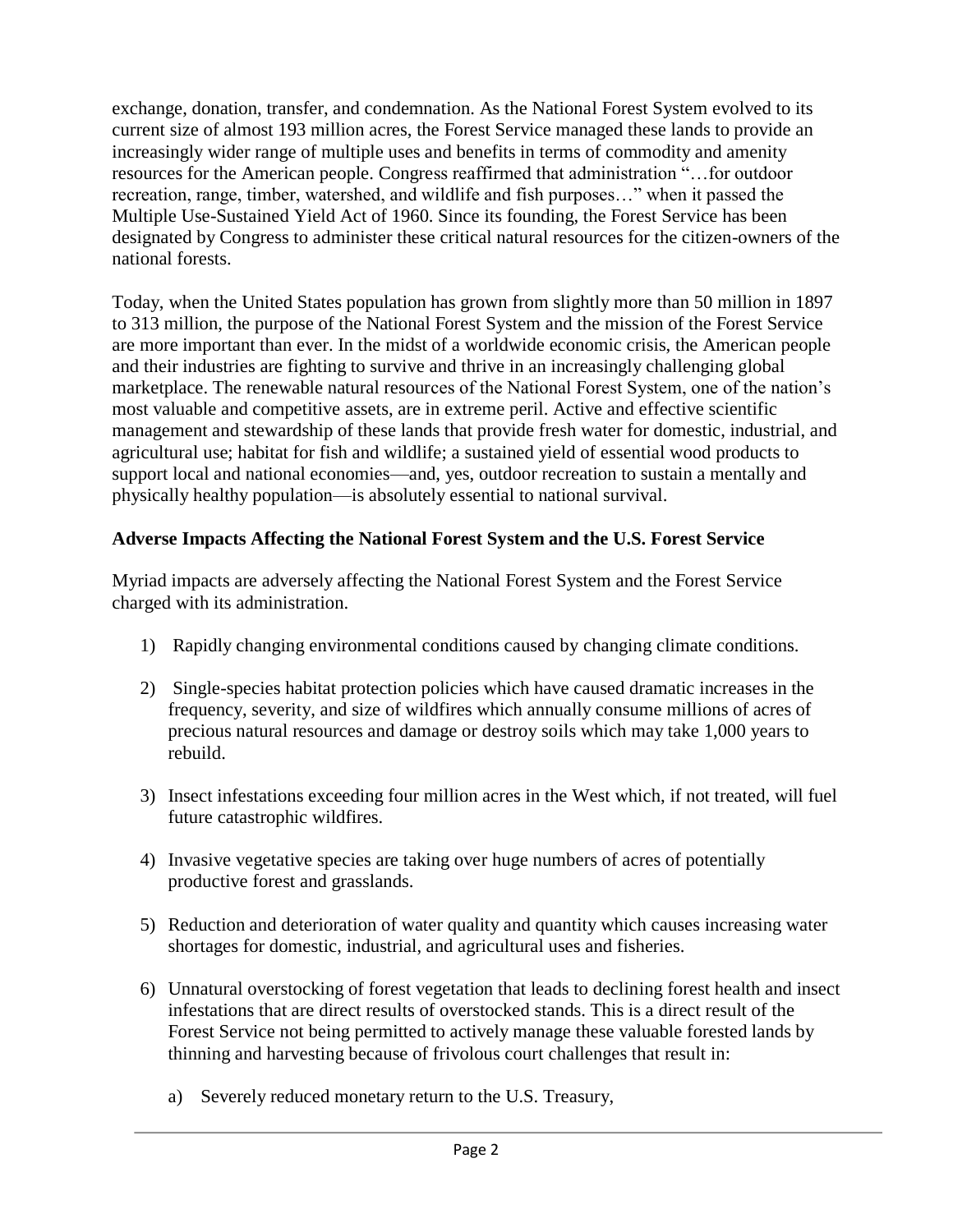exchange, donation, transfer, and condemnation. As the National Forest System evolved to its current size of almost 193 million acres, the Forest Service managed these lands to provide an increasingly wider range of multiple uses and benefits in terms of commodity and amenity resources for the American people. Congress reaffirmed that administration "…for outdoor recreation, range, timber, watershed, and wildlife and fish purposes…" when it passed the Multiple Use-Sustained Yield Act of 1960. Since its founding, the Forest Service has been designated by Congress to administer these critical natural resources for the citizen-owners of the national forests.

Today, when the United States population has grown from slightly more than 50 million in 1897 to 313 million, the purpose of the National Forest System and the mission of the Forest Service are more important than ever. In the midst of a worldwide economic crisis, the American people and their industries are fighting to survive and thrive in an increasingly challenging global marketplace. The renewable natural resources of the National Forest System, one of the nation's most valuable and competitive assets, are in extreme peril. Active and effective scientific management and stewardship of these lands that provide fresh water for domestic, industrial, and agricultural use; habitat for fish and wildlife; a sustained yield of essential wood products to support local and national economies—and, yes, outdoor recreation to sustain a mentally and physically healthy population—is absolutely essential to national survival.

**Adverse Impacts Affecting the National Forest System and the U.S. Forest Service**

Myriad impacts are adversely affecting the National Forest System and the Forest Service charged with its administration.

1) Rapidly changing environmental conditions caused by changing climate conditions.

2) Single-species habitat protection policies which have caused dramatic increases in the frequency, severity, and size of wildfires which annually consume millions of acres of precious natural resources and damage or destroy soils which may take 1,000 years to rebuild.

3) Insect infestations exceeding four million acres in the West which, if not treated, will fuel future catastrophic wildfires.

4) Invasive vegetative species are taking over huge numbers of acres of potentially productive forest and grasslands.

5) Reduction and deterioration of water quality and quantity which causes increasing water shortages for domestic, industrial, and agricultural uses and fisheries.

6) Unnatural overstocking of forest vegetation that leads to declining forest health and insect infestations that are direct results of overstocked stands. This is a direct result of the Forest Service not being permitted to actively manage these valuable forested lands by thinning and harvesting because of frivolous court challenges that result in:

    a) Severely reduced monetary return to the U.S. Treasury,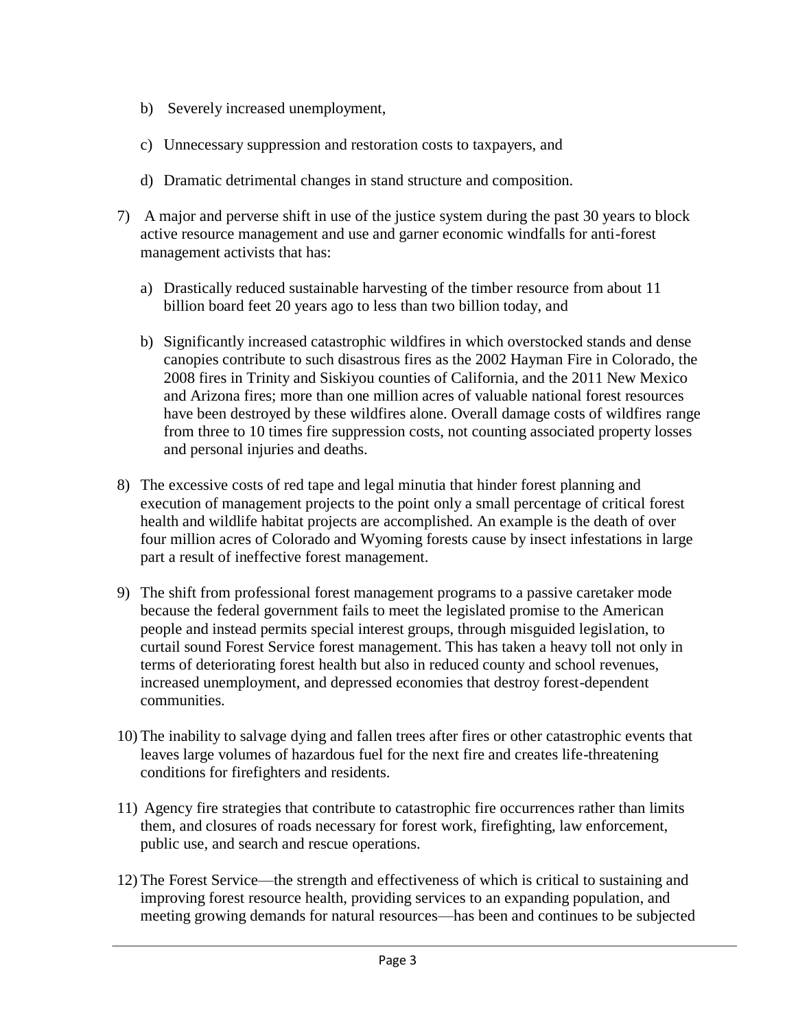b) Severely increased unemployment,

c) Unnecessary suppression and restoration costs to taxpayers, and

d) Dramatic detrimental changes in stand structure and composition.

7) A major and perverse shift in use of the justice system during the past 30 years to block active resource management and use and garner economic windfalls for anti-forest management activists that has:

   a) Drastically reduced sustainable harvesting of the timber resource from about 11 billion board feet 20 years ago to less than two billion today, and

   b) Significantly increased catastrophic wildfires in which overstocked stands and dense canopies contribute to such disastrous fires as the 2002 Hayman Fire in Colorado, the 2008 fires in Trinity and Siskiyou counties of California, and the 2011 New Mexico and Arizona fires; more than one million acres of valuable national forest resources have been destroyed by these wildfires alone. Overall damage costs of wildfires range from three to 10 times fire suppression costs, not counting associated property losses and personal injuries and deaths.

8) The excessive costs of red tape and legal minutia that hinder forest planning and execution of management projects to the point only a small percentage of critical forest health and wildlife habitat projects are accomplished. An example is the death of over four million acres of Colorado and Wyoming forests cause by insect infestations in large part a result of ineffective forest management.

9) The shift from professional forest management programs to a passive caretaker mode because the federal government fails to meet the legislated promise to the American people and instead permits special interest groups, through misguided legislation, to curtail sound Forest Service forest management. This has taken a heavy toll not only in terms of deteriorating forest health but also in reduced county and school revenues, increased unemployment, and depressed economies that destroy forest-dependent communities.

10) The inability to salvage dying and fallen trees after fires or other catastrophic events that leaves large volumes of hazardous fuel for the next fire and creates life-threatening conditions for firefighters and residents.

11) Agency fire strategies that contribute to catastrophic fire occurrences rather than limits them, and closures of roads necessary for forest work, firefighting, law enforcement, public use, and search and rescue operations.

12) The Forest Service—the strength and effectiveness of which is critical to sustaining and improving forest resource health, providing services to an expanding population, and meeting growing demands for natural resources—has been and continues to be subjected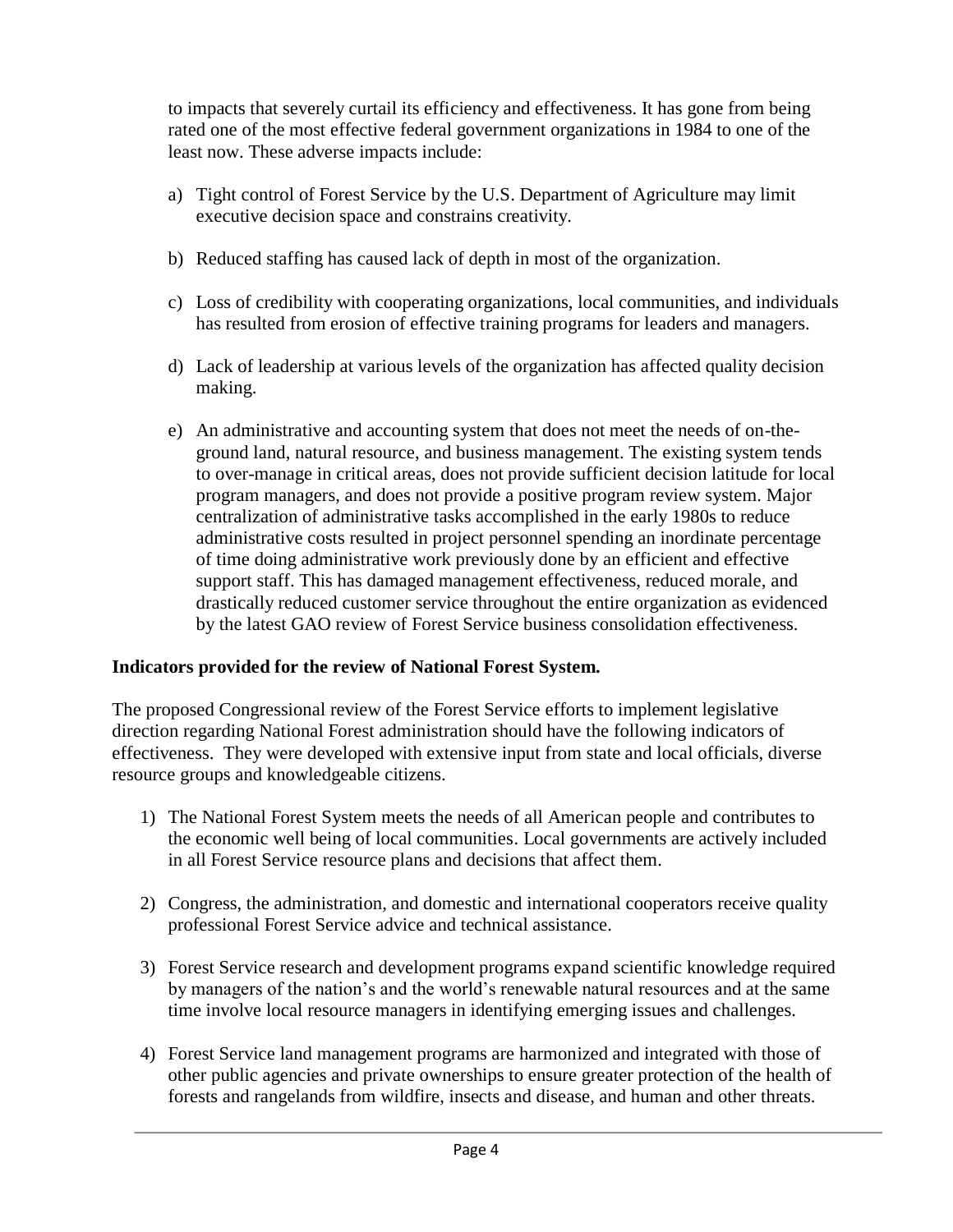to impacts that severely curtail its efficiency and effectiveness. It has gone from being rated one of the most effective federal government organizations in 1984 to one of the least now. These adverse impacts include:

a) Tight control of Forest Service by the U.S. Department of Agriculture may limit executive decision space and constrains creativity.

b) Reduced staffing has caused lack of depth in most of the organization.

c) Loss of credibility with cooperating organizations, local communities, and individuals has resulted from erosion of effective training programs for leaders and managers.

d) Lack of leadership at various levels of the organization has affected quality decision making.

e) An administrative and accounting system that does not meet the needs of on-the-ground land, natural resource, and business management. The existing system tends to over-manage in critical areas, does not provide sufficient decision latitude for local program managers, and does not provide a positive program review system. Major centralization of administrative tasks accomplished in the early 1980s to reduce administrative costs resulted in project personnel spending an inordinate percentage of time doing administrative work previously done by an efficient and effective support staff. This has damaged management effectiveness, reduced morale, and drastically reduced customer service throughout the entire organization as evidenced by the latest GAO review of Forest Service business consolidation effectiveness.

**Indicators provided for the review of National Forest System.**

The proposed Congressional review of the Forest Service efforts to implement legislative direction regarding National Forest administration should have the following indicators of effectiveness. They were developed with extensive input from state and local officials, diverse resource groups and knowledgeable citizens.

1) The National Forest System meets the needs of all American people and contributes to the economic well being of local communities. Local governments are actively included in all Forest Service resource plans and decisions that affect them.

2) Congress, the administration, and domestic and international cooperators receive quality professional Forest Service advice and technical assistance.

3) Forest Service research and development programs expand scientific knowledge required by managers of the nation's and the world's renewable natural resources and at the same time involve local resource managers in identifying emerging issues and challenges.

4) Forest Service land management programs are harmonized and integrated with those of other public agencies and private ownerships to ensure greater protection of the health of forests and rangelands from wildfire, insects and disease, and human and other threats.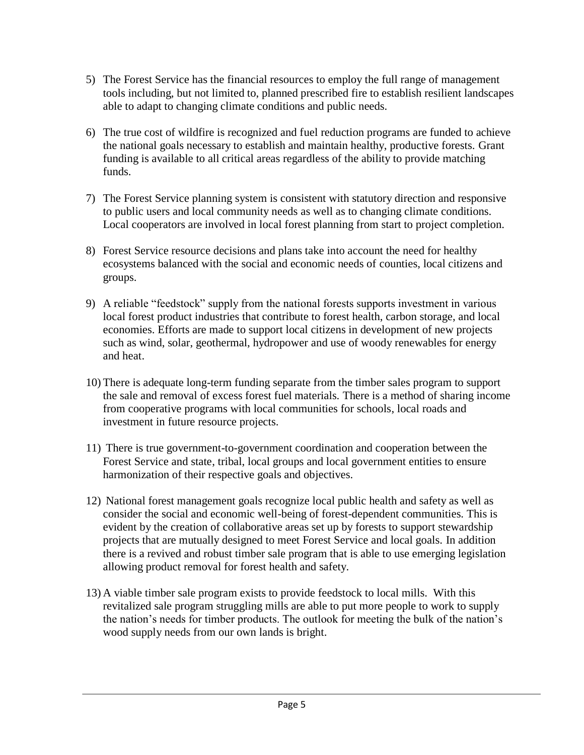5) The Forest Service has the financial resources to employ the full range of management tools including, but not limited to, planned prescribed fire to establish resilient landscapes able to adapt to changing climate conditions and public needs.

6) The true cost of wildfire is recognized and fuel reduction programs are funded to achieve the national goals necessary to establish and maintain healthy, productive forests. Grant funding is available to all critical areas regardless of the ability to provide matching funds.

7) The Forest Service planning system is consistent with statutory direction and responsive to public users and local community needs as well as to changing climate conditions. Local cooperators are involved in local forest planning from start to project completion.

8) Forest Service resource decisions and plans take into account the need for healthy ecosystems balanced with the social and economic needs of counties, local citizens and groups.

9) A reliable "feedstock" supply from the national forests supports investment in various local forest product industries that contribute to forest health, carbon storage, and local economies. Efforts are made to support local citizens in development of new projects such as wind, solar, geothermal, hydropower and use of woody renewables for energy and heat.

10) There is adequate long-term funding separate from the timber sales program to support the sale and removal of excess forest fuel materials. There is a method of sharing income from cooperative programs with local communities for schools, local roads and investment in future resource projects.

11) There is true government-to-government coordination and cooperation between the Forest Service and state, tribal, local groups and local government entities to ensure harmonization of their respective goals and objectives.

12) National forest management goals recognize local public health and safety as well as consider the social and economic well-being of forest-dependent communities. This is evident by the creation of collaborative areas set up by forests to support stewardship projects that are mutually designed to meet Forest Service and local goals. In addition there is a revived and robust timber sale program that is able to use emerging legislation allowing product removal for forest health and safety.

13) A viable timber sale program exists to provide feedstock to local mills. With this revitalized sale program struggling mills are able to put more people to work to supply the nation's needs for timber products. The outlook for meeting the bulk of the nation's wood supply needs from our own lands is bright.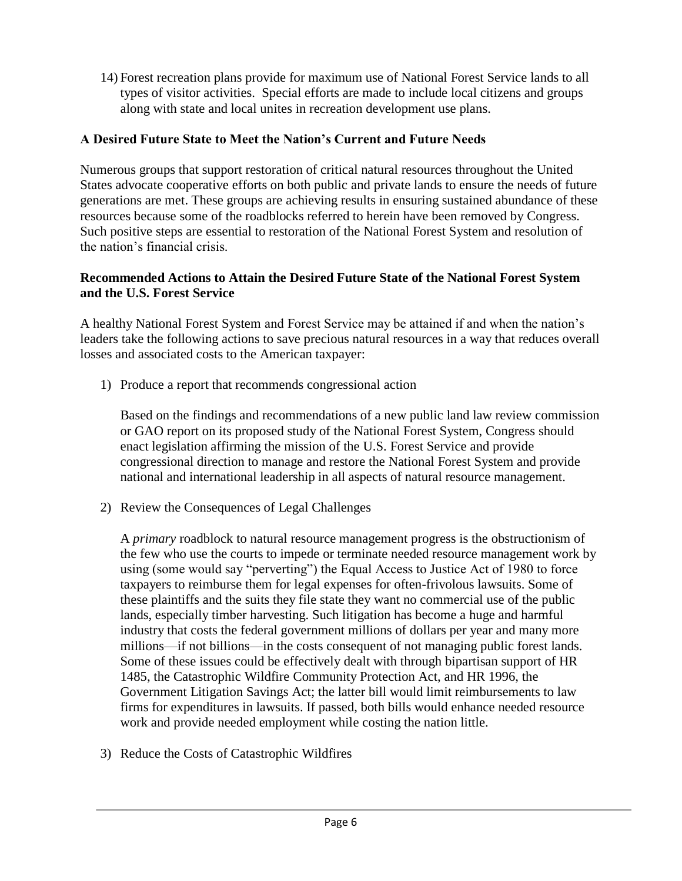14) Forest recreation plans provide for maximum use of National Forest Service lands to all types of visitor activities. Special efforts are made to include local citizens and groups along with state and local unites in recreation development use plans.

### A Desired Future State to Meet the Nation's Current and Future Needs

Numerous groups that support restoration of critical natural resources throughout the United States advocate cooperative efforts on both public and private lands to ensure the needs of future generations are met. These groups are achieving results in ensuring sustained abundance of these resources because some of the roadblocks referred to herein have been removed by Congress. Such positive steps are essential to restoration of the National Forest System and resolution of the nation's financial crisis.

### Recommended Actions to Attain the Desired Future State of the National Forest System and the U.S. Forest Service

A healthy National Forest System and Forest Service may be attained if and when the nation's leaders take the following actions to save precious natural resources in a way that reduces overall losses and associated costs to the American taxpayer:

1) Produce a report that recommends congressional action

   Based on the findings and recommendations of a new public land law review commission or GAO report on its proposed study of the National Forest System, Congress should enact legislation affirming the mission of the U.S. Forest Service and provide congressional direction to manage and restore the National Forest System and provide national and international leadership in all aspects of natural resource management.

2) Review the Consequences of Legal Challenges

   A *primary* roadblock to natural resource management progress is the obstructionism of the few who use the courts to impede or terminate needed resource management work by using (some would say "perverting") the Equal Access to Justice Act of 1980 to force taxpayers to reimburse them for legal expenses for often-frivolous lawsuits. Some of these plaintiffs and the suits they file state they want no commercial use of the public lands, especially timber harvesting. Such litigation has become a huge and harmful industry that costs the federal government millions of dollars per year and many more millions—if not billions—in the costs consequent of not managing public forest lands. Some of these issues could be effectively dealt with through bipartisan support of HR 1485, the Catastrophic Wildfire Community Protection Act, and HR 1996, the Government Litigation Savings Act; the latter bill would limit reimbursements to law firms for expenditures in lawsuits. If passed, both bills would enhance needed resource work and provide needed employment while costing the nation little.

3) Reduce the Costs of Catastrophic Wildfires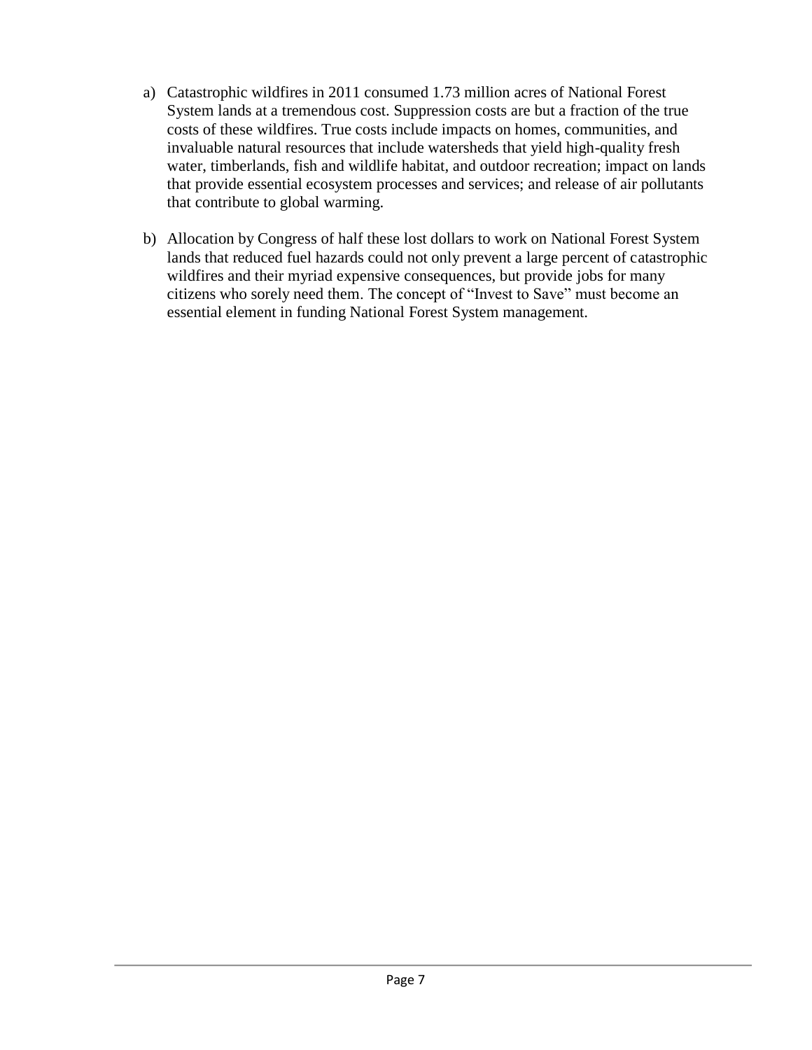a) Catastrophic wildfires in 2011 consumed 1.73 million acres of National Forest System lands at a tremendous cost. Suppression costs are but a fraction of the true costs of these wildfires. True costs include impacts on homes, communities, and invaluable natural resources that include watersheds that yield high-quality fresh water, timberlands, fish and wildlife habitat, and outdoor recreation; impact on lands that provide essential ecosystem processes and services; and release of air pollutants that contribute to global warming.

b) Allocation by Congress of half these lost dollars to work on National Forest System lands that reduced fuel hazards could not only prevent a large percent of catastrophic wildfires and their myriad expensive consequences, but provide jobs for many citizens who sorely need them. The concept of "Invest to Save" must become an essential element in funding National Forest System management.